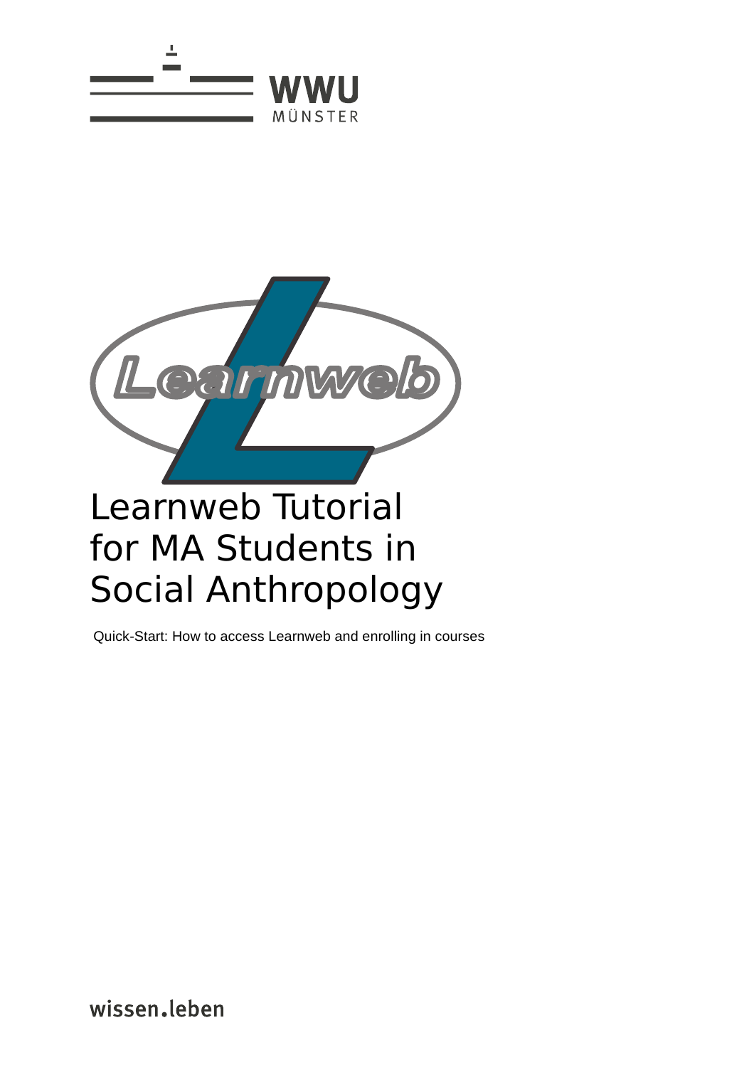WWU MÜNSTER

# Learnweb Tutorial for MA Students in Social Anthropology

Quick-Start: How to access Learnweb and enrolling in courses

wissen.leben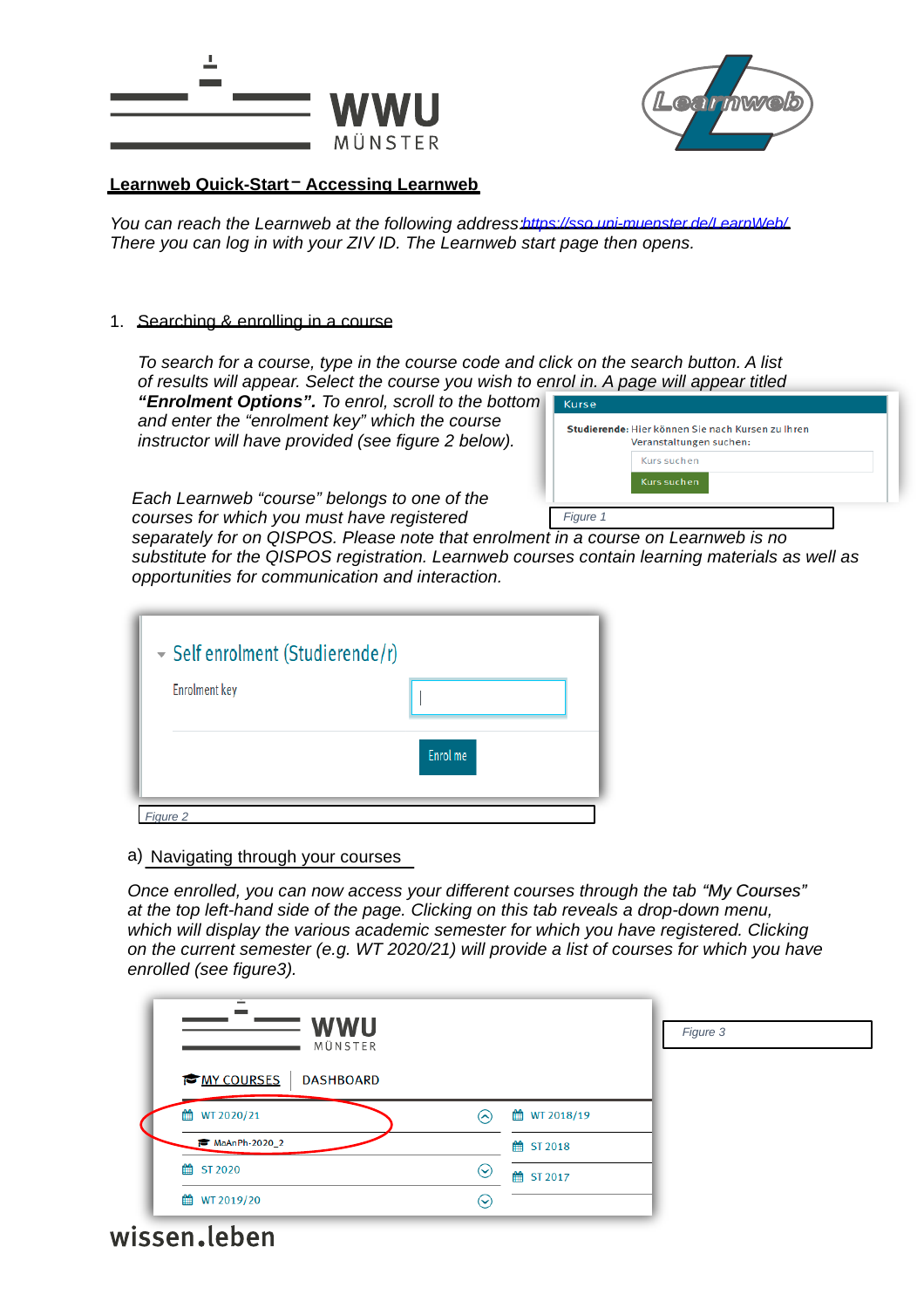# Learnweb Quick-Start – Accessing Learnweb

*You can reach the Learnweb at the following address:* [*https://sso.uni-muenster.de/LearnWeb/*](https://sso.uni-muenster.de/LearnWeb/) *There you can log in with your ZIV ID. The Learnweb start page then opens.*

1. Searching & enrolling in a course

*To search for a course, type in the course code and click on the search button. A list of results will appear. Select the course you wish to enrol in. A page will appear titled* ***"Enrolment Options".*** *To enrol, scroll to the bottom and enter the "enrolment key" which the course instructor will have provided (see figure 2 below).*

Kurse

**Studierende:** Hier können Sie nach Kursen zu Ihren Veranstaltungen suchen:

Kurs suchen

Kurs suchen

*Figure 1*

*Each Learnweb "course" belongs to one of the courses for which you must have registered separately for on QISPOS. Please note that enrolment in a course on Learnweb is no substitute for the QISPOS registration. Learnweb courses contain learning materials as well as opportunities for communication and interaction.*

Self enrolment (Studierende/r)

Enrolment key

Enrol me

*Figure 2*

a) Navigating through your courses

*Once enrolled, you can now access your different courses through the tab "My Courses" at the top left-hand side of the page. Clicking on this tab reveals a drop-down menu, which will display the various academic semester for which you have registered. Clicking on the current semester (e.g. WT 2020/21) will provide a list of courses for which you have enrolled (see figure3).*

WWU MÜNSTER

MY COURSES | DASHBOARD

- WT 2020/21
  - MaAnPh-2020_2
- ST 2020
- WT 2019/20
- WT 2018/19
- ST 2018
- ST 2017

*Figure 3*

wissen.leben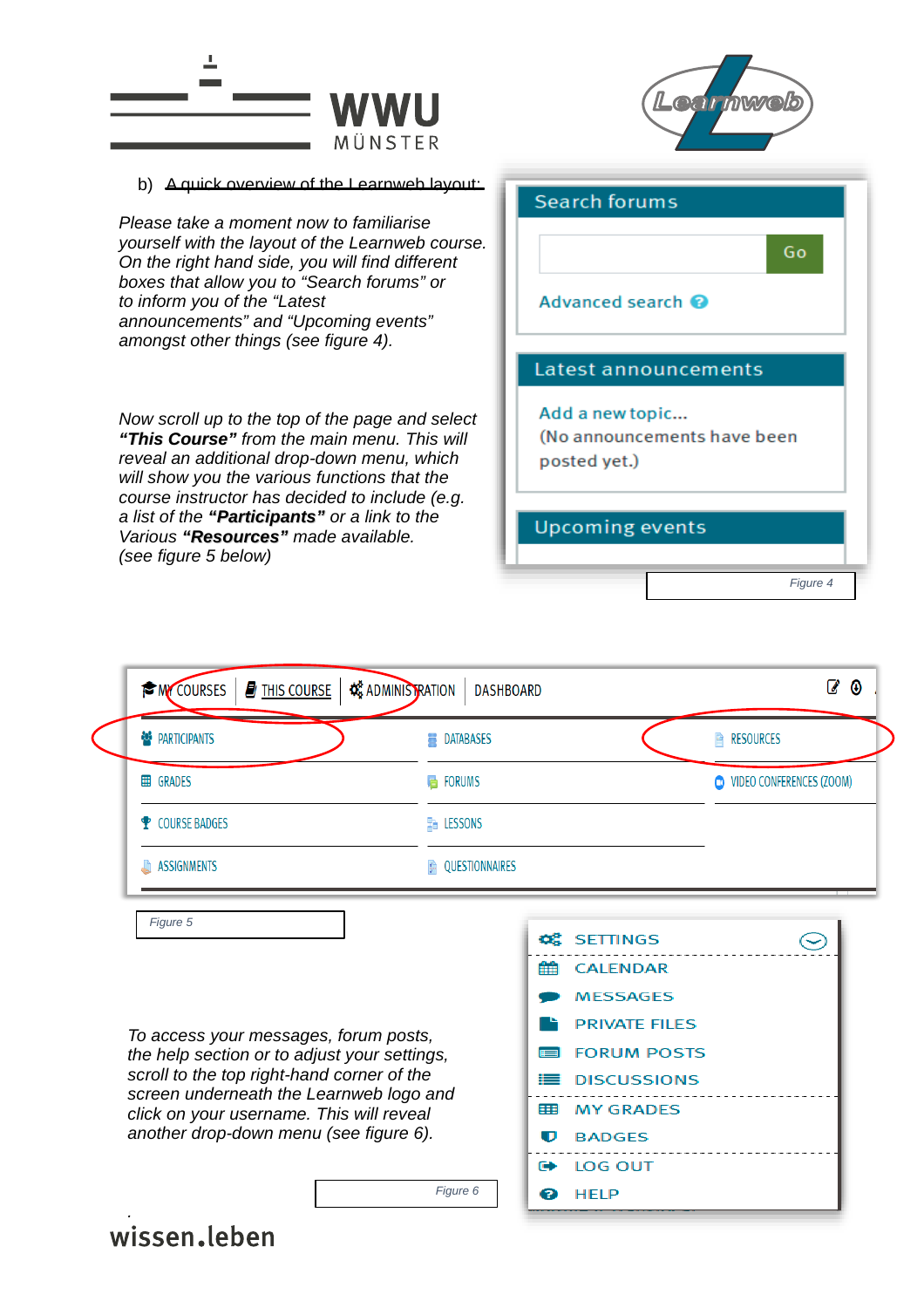b) A quick overview of the Learnweb layout:

*Please take a moment now to familiarise yourself with the layout of the Learnweb course. On the right hand side, you will find different boxes that allow you to "Search forums" or to inform you of the "Latest announcements" and "Upcoming events" amongst other things (see figure 4).*

Search forums

Go

Advanced search

Latest announcements

Add a new topic...

(No announcements have been posted yet.)

Upcoming events

*Figure 4*

*Now scroll up to the top of the page and select **"This Course"** from the main menu. This will reveal an additional drop-down menu, which will show you the various functions that the course instructor has decided to include (e.g. a list of the **"Participants"** or a link to the Various **"Resources"** made available. (see figure 5 below)*

MY COURSES | THIS COURSE | ADMINISTRATION | DASHBOARD

| | | |
|---|---|---|
| PARTICIPANTS | DATABASES | RESOURCES |
| GRADES | FORUMS | VIDEO CONFERENCES (ZOOM) |
| COURSE BADGES | LESSONS | |
| ASSIGNMENTS | QUESTIONNAIRES | |

*Figure 5*

*To access your messages, forum posts, the help section or to adjust your settings, scroll to the top right-hand corner of the screen underneath the Learnweb logo and click on your username. This will reveal another drop-down menu (see figure 6).*

- SETTINGS
- CALENDAR
- MESSAGES
- PRIVATE FILES
- FORUM POSTS
- DISCUSSIONS
- MY GRADES
- BADGES
- LOG OUT
- HELP

*Figure 6*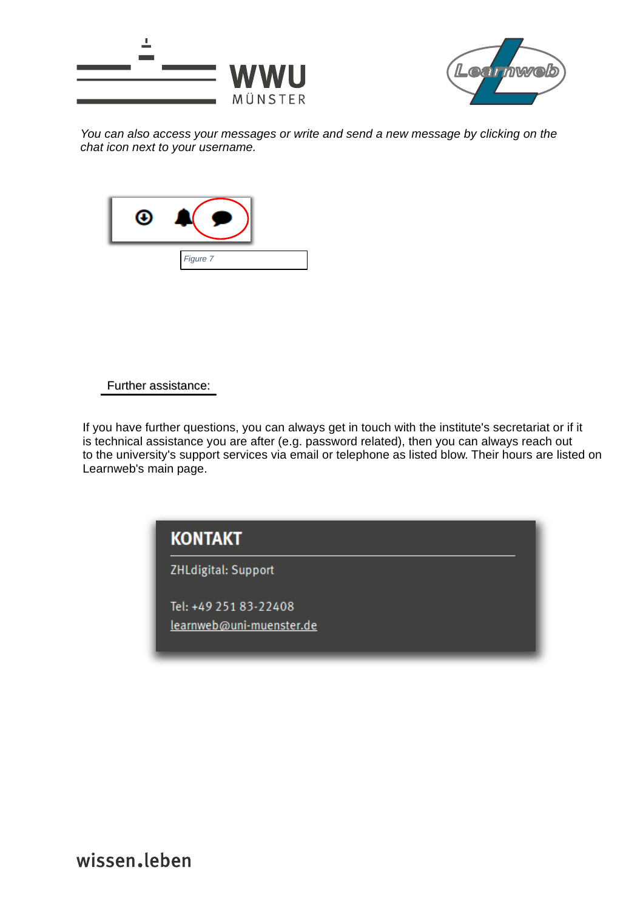*You can also access your messages or write and send a new message by clicking on the chat icon next to your username.*

*Figure 7*

Further assistance:

If you have further questions, you can always get in touch with the institute's secretariat or if it is technical assistance you are after (e.g. password related), then you can always reach out to the university's support services via email or telephone as listed blow. Their hours are listed on Learnweb's main page.

**KONTAKT**

ZHLdigital: Support

Tel: +49 251 83-22408

learnweb@uni-muenster.de